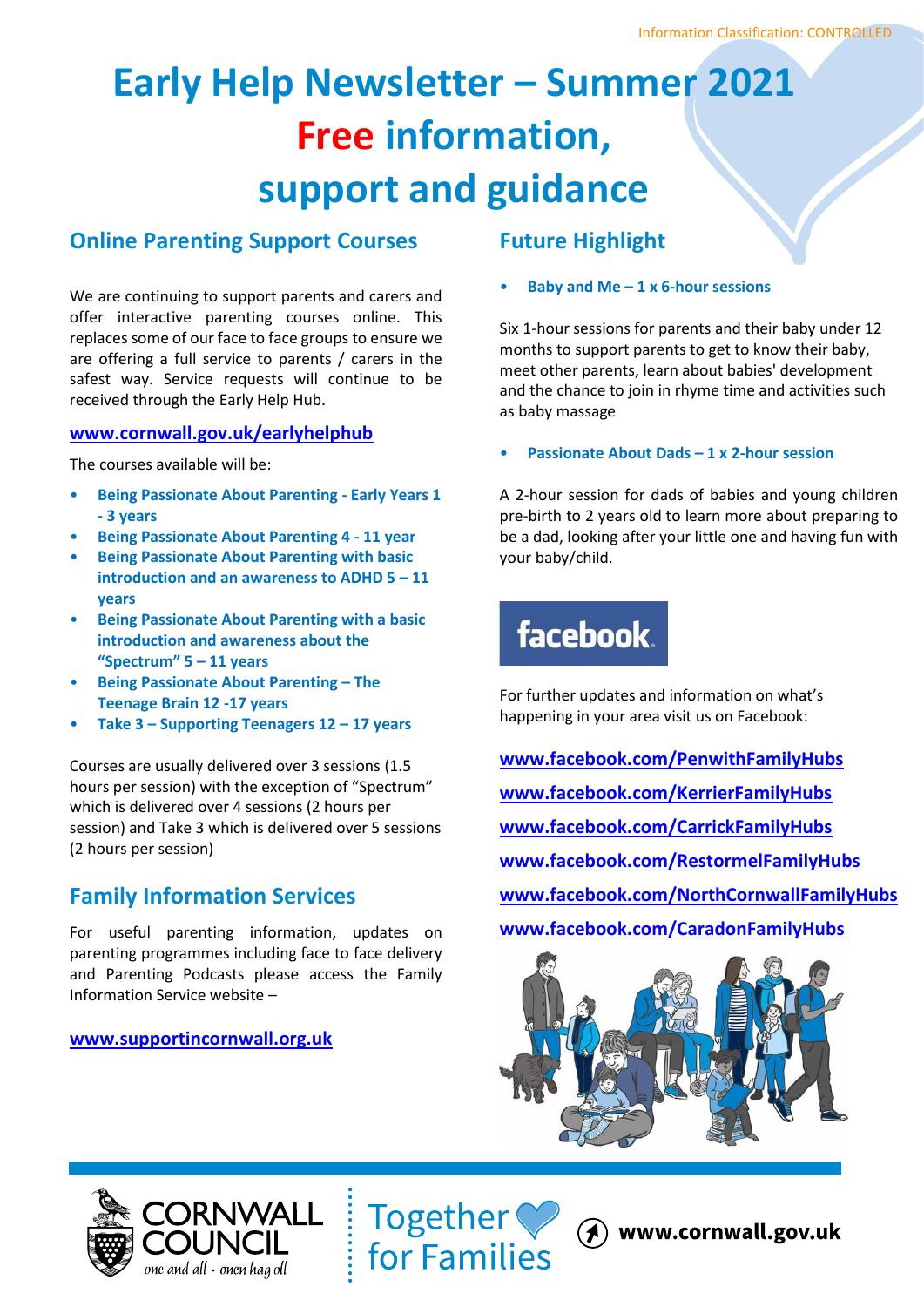Information Classification: CONTROLLED

# Early Help Newsletter – Summer 2021

# Free information, support and guidance

## Online Parenting Support Courses

We are continuing to support parents and carers and offer interactive parenting courses online. This replaces some of our face to face groups to ensure we are offering a full service to parents / carers in the safest way. Service requests will continue to be received through the Early Help Hub.

www.cornwall.gov.uk/earlyhelphub

The courses available will be:

- **Being Passionate About Parenting - Early Years 1 - 3 years**
- **Being Passionate About Parenting 4 - 11 year**
- **Being Passionate About Parenting with basic introduction and an awareness to ADHD 5 – 11 years**
- **Being Passionate About Parenting with a basic introduction and awareness about the "Spectrum" 5 – 11 years**
- **Being Passionate About Parenting – The Teenage Brain 12 -17 years**
- **Take 3 – Supporting Teenagers 12 – 17 years**

Courses are usually delivered over 3 sessions (1.5 hours per session) with the exception of "Spectrum" which is delivered over 4 sessions (2 hours per session) and Take 3 which is delivered over 5 sessions (2 hours per session)

## Family Information Services

For useful parenting information, updates on parenting programmes including face to face delivery and Parenting Podcasts please access the Family Information Service website –

www.supportincornwall.org.uk

## Future Highlight

- **Baby and Me – 1 x 6-hour sessions**

Six 1-hour sessions for parents and their baby under 12 months to support parents to get to know their baby, meet other parents, learn about babies' development and the chance to join in rhyme time and activities such as baby massage

- **Passionate About Dads – 1 x 2-hour session**

A 2-hour session for dads of babies and young children pre-birth to 2 years old to learn more about preparing to be a dad, looking after your little one and having fun with your baby/child.

facebook

For further updates and information on what's happening in your area visit us on Facebook:

www.facebook.com/PenwithFamilyHubs

www.facebook.com/KerrierFamilyHubs

www.facebook.com/CarrickFamilyHubs

www.facebook.com/RestormelFamilyHubs

www.facebook.com/NorthCornwallFamilyHubs

www.facebook.com/CaradonFamilyHubs

CORNWALL COUNCIL one and all · onen hag oll | Together for Families | www.cornwall.gov.uk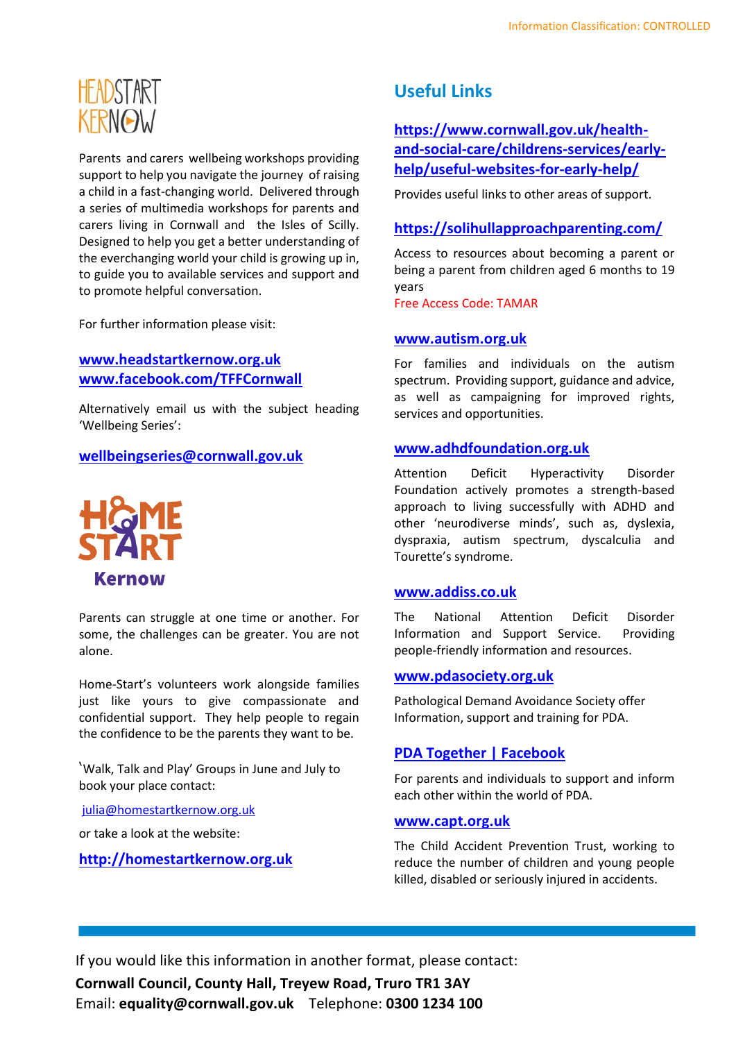HEADSTART KERNOW

Parents and carers wellbeing workshops providing support to help you navigate the journey of raising a child in a fast-changing world. Delivered through a series of multimedia workshops for parents and carers living in Cornwall and the Isles of Scilly. Designed to help you get a better understanding of the everchanging world your child is growing up in, to guide you to available services and support and to promote helpful conversation.

For further information please visit:

**www.headstartkernow.org.uk**
**www.facebook.com/TFFCornwall**

Alternatively email us with the subject heading 'Wellbeing Series':

**wellbeingseries@cornwall.gov.uk**

HOME START Kernow

Parents can struggle at one time or another. For some, the challenges can be greater. You are not alone.

Home-Start's volunteers work alongside families just like yours to give compassionate and confidential support. They help people to regain the confidence to be the parents they want to be.

'Walk, Talk and Play' Groups in June and July to book your place contact:

julia@homestartkernow.org.uk

or take a look at the website:

**http://homestartkernow.org.uk**

## Useful Links

**https://www.cornwall.gov.uk/health-and-social-care/childrens-services/early-help/useful-websites-for-early-help/**

Provides useful links to other areas of support.

**https://solihullapproachparenting.com/**

Access to resources about becoming a parent or being a parent from children aged 6 months to 19 years
Free Access Code: TAMAR

**www.autism.org.uk**

For families and individuals on the autism spectrum. Providing support, guidance and advice, as well as campaigning for improved rights, services and opportunities.

**www.adhdfoundation.org.uk**

Attention Deficit Hyperactivity Disorder Foundation actively promotes a strength-based approach to living successfully with ADHD and other 'neurodiverse minds', such as, dyslexia, dyspraxia, autism spectrum, dyscalculia and Tourette's syndrome.

**www.addiss.co.uk**

The National Attention Deficit Disorder Information and Support Service. Providing people-friendly information and resources.

**www.pdasociety.org.uk**

Pathological Demand Avoidance Society offer Information, support and training for PDA.

**PDA Together | Facebook**

For parents and individuals to support and inform each other within the world of PDA.

**www.capt.org.uk**

The Child Accident Prevention Trust, working to reduce the number of children and young people killed, disabled or seriously injured in accidents.

If you would like this information in another format, please contact:
**Cornwall Council, County Hall, Treyew Road, Truro TR1 3AY**
Email: **equality@cornwall.gov.uk** Telephone: **0300 1234 100**